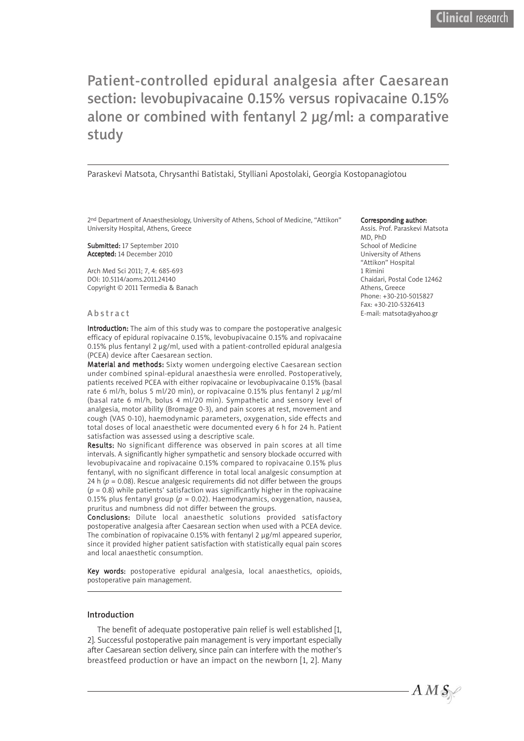# Patient-controlled epidural analgesia after Caesarean section: levobupivacaine 0.15% versus ropivacaine 0.15% alone or combined with fentanyl 2 μg/ml: a comparative study

Paraskevi Matsota, Chrysanthi Batistaki, Stylliani Apostolaki, Georgia Kostopanagiotou

2nd Department of Anaesthesiology, University of Athens, School of Medicine, "Attikon" University Hospital, Athens, Greece

**Submitted:** 17 September 2010
**Accepted:** 14 December 2010

Arch Med Sci 2011; 7, 4: 685-693
DOI: 10.5114/aoms.2011.24140
Copyright © 2011 Termedia & Banach

**Corresponding author:**
Assis. Prof. Paraskevi Matsota MD, PhD
School of Medicine
University of Athens
"Attikon" Hospital
1 Rimini
Chaidari, Postal Code 12462
Athens, Greece
Phone: +30-210-5015827
Fax: +30-210-5326413
E-mail: matsota@yahoo.gr

## Abstract

**Introduction:** The aim of this study was to compare the postoperative analgesic efficacy of epidural ropivacaine 0.15%, levobupivacaine 0.15% and ropivacaine 0.15% plus fentanyl 2 μg/ml, used with a patient-controlled epidural analgesia (PCEA) device after Caesarean section.

**Material and methods:** Sixty women undergoing elective Caesarean section under combined spinal-epidural anaesthesia were enrolled. Postoperatively, patients received PCEA with either ropivacaine or levobupivacaine 0.15% (basal rate 6 ml/h, bolus 5 ml/20 min), or ropivacaine 0.15% plus fentanyl 2 μg/ml (basal rate 6 ml/h, bolus 4 ml/20 min). Sympathetic and sensory level of analgesia, motor ability (Bromage 0-3), and pain scores at rest, movement and cough (VAS 0-10), haemodynamic parameters, oxygenation, side effects and total doses of local anaesthetic were documented every 6 h for 24 h. Patient satisfaction was assessed using a descriptive scale.

**Results:** No significant difference was observed in pain scores at all time intervals. A significantly higher sympathetic and sensory blockade occurred with levobupivacaine and ropivacaine 0.15% compared to ropivacaine 0.15% plus fentanyl, with no significant difference in total local analgesic consumption at 24 h ($p = 0.08$). Rescue analgesic requirements did not differ between the groups ($p = 0.8$) while patients' satisfaction was significantly higher in the ropivacaine 0.15% plus fentanyl group ($p = 0.02$). Haemodynamics, oxygenation, nausea, pruritus and numbness did not differ between the groups.

**Conclusions:** Dilute local anaesthetic solutions provided satisfactory postoperative analgesia after Caesarean section when used with a PCEA device. The combination of ropivacaine 0.15% with fentanyl 2 μg/ml appeared superior, since it provided higher patient satisfaction with statistically equal pain scores and local anaesthetic consumption.

**Key words:** postoperative epidural analgesia, local anaesthetics, opioids, postoperative pain management.

## Introduction

The benefit of adequate postoperative pain relief is well established [1, 2]. Successful postoperative pain management is very important especially after Caesarean section delivery, since pain can interfere with the mother's breastfeed production or have an impact on the newborn [1, 2]. Many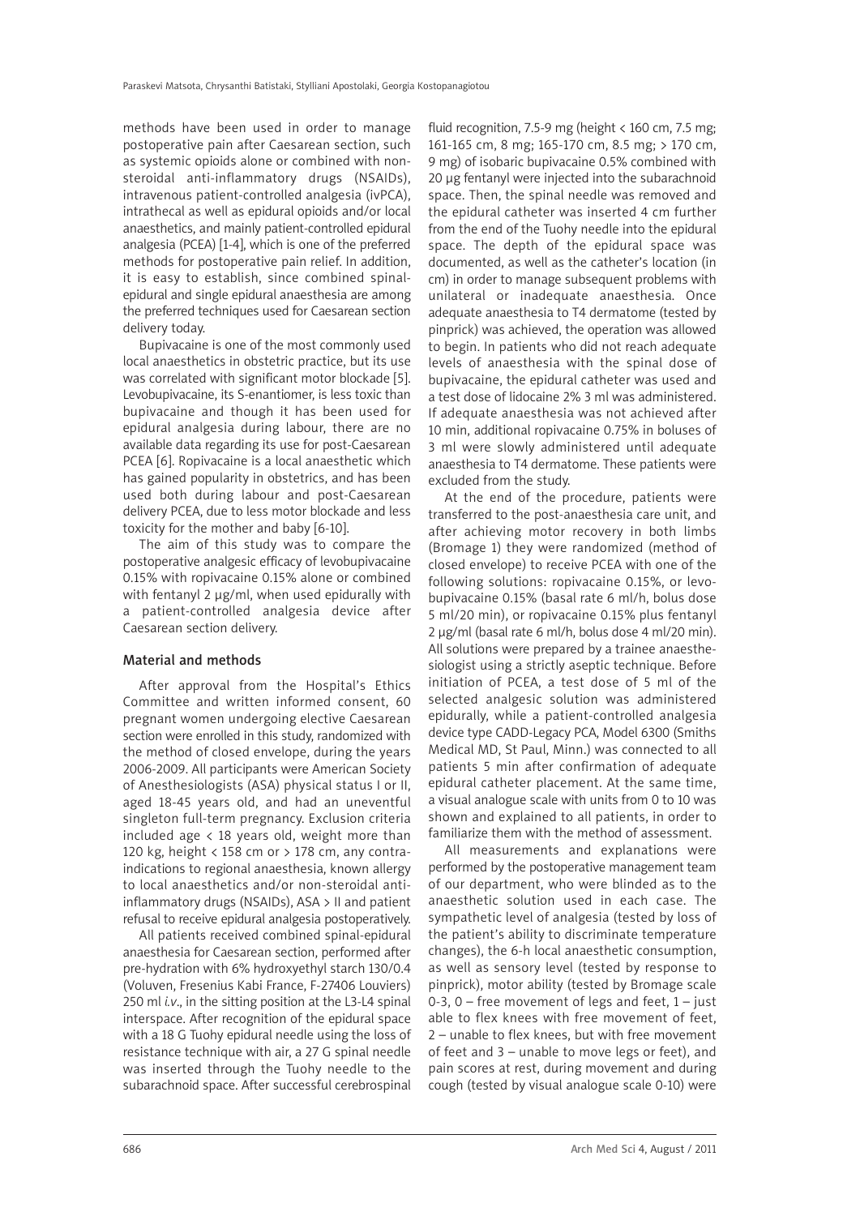methods have been used in order to manage postoperative pain after Caesarean section, such as systemic opioids alone or combined with non-steroidal anti-inflammatory drugs (NSAIDs), intravenous patient-controlled analgesia (ivPCA), intrathecal as well as epidural opioids and/or local anaesthetics, and mainly patient-controlled epidural analgesia (PCEA) [1-4], which is one of the preferred methods for postoperative pain relief. In addition, it is easy to establish, since combined spinal-epidural and single epidural anaesthesia are among the preferred techniques used for Caesarean section delivery today.

Bupivacaine is one of the most commonly used local anaesthetics in obstetric practice, but its use was correlated with significant motor blockade [5]. Levobupivacaine, its S-enantiomer, is less toxic than bupivacaine and though it has been used for epidural analgesia during labour, there are no available data regarding its use for post-Caesarean PCEA [6]. Ropivacaine is a local anaesthetic which has gained popularity in obstetrics, and has been used both during labour and post-Caesarean delivery PCEA, due to less motor blockade and less toxicity for the mother and baby [6-10].

The aim of this study was to compare the postoperative analgesic efficacy of levobupivacaine 0.15% with ropivacaine 0.15% alone or combined with fentanyl 2 µg/ml, when used epidurally with a patient-controlled analgesia device after Caesarean section delivery.

## Material and methods

After approval from the Hospital's Ethics Committee and written informed consent, 60 pregnant women undergoing elective Caesarean section were enrolled in this study, randomized with the method of closed envelope, during the years 2006-2009. All participants were American Society of Anesthesiologists (ASA) physical status I or II, aged 18-45 years old, and had an uneventful singleton full-term pregnancy. Exclusion criteria included age < 18 years old, weight more than 120 kg, height < 158 cm or > 178 cm, any contraindications to regional anaesthesia, known allergy to local anaesthetics and/or non-steroidal anti-inflammatory drugs (NSAIDs), ASA > II and patient refusal to receive epidural analgesia postoperatively.

All patients received combined spinal-epidural anaesthesia for Caesarean section, performed after pre-hydration with 6% hydroxyethyl starch 130/0.4 (Voluven, Fresenius Kabi France, F-27406 Louviers) 250 ml *i.v*., in the sitting position at the L3-L4 spinal interspace. After recognition of the epidural space with a 18 G Tuohy epidural needle using the loss of resistance technique with air, a 27 G spinal needle was inserted through the Tuohy needle to the subarachnoid space. After successful cerebrospinal fluid recognition, 7.5-9 mg (height < 160 cm, 7.5 mg; 161-165 cm, 8 mg; 165-170 cm, 8.5 mg; > 170 cm, 9 mg) of isobaric bupivacaine 0.5% combined with 20 µg fentanyl were injected into the subarachnoid space. Then, the spinal needle was removed and the epidural catheter was inserted 4 cm further from the end of the Tuohy needle into the epidural space. The depth of the epidural space was documented, as well as the catheter's location (in cm) in order to manage subsequent problems with unilateral or inadequate anaesthesia. Once adequate anaesthesia to T4 dermatome (tested by pinprick) was achieved, the operation was allowed to begin. In patients who did not reach adequate levels of anaesthesia with the spinal dose of bupivacaine, the epidural catheter was used and a test dose of lidocaine 2% 3 ml was administered. If adequate anaesthesia was not achieved after 10 min, additional ropivacaine 0.75% in boluses of 3 ml were slowly administered until adequate anaesthesia to T4 dermatome. These patients were excluded from the study.

At the end of the procedure, patients were transferred to the post-anaesthesia care unit, and after achieving motor recovery in both limbs (Bromage 1) they were randomized (method of closed envelope) to receive PCEA with one of the following solutions: ropivacaine 0.15%, or levobupivacaine 0.15% (basal rate 6 ml/h, bolus dose 5 ml/20 min), or ropivacaine 0.15% plus fentanyl 2 µg/ml (basal rate 6 ml/h, bolus dose 4 ml/20 min). All solutions were prepared by a trainee anaesthesiologist using a strictly aseptic technique. Before initiation of PCEA, a test dose of 5 ml of the selected analgesic solution was administered epidurally, while a patient-controlled analgesia device type CADD-Legacy PCA, Model 6300 (Smiths Medical MD, St Paul, Minn.) was connected to all patients 5 min after confirmation of adequate epidural catheter placement. At the same time, a visual analogue scale with units from 0 to 10 was shown and explained to all patients, in order to familiarize them with the method of assessment.

All measurements and explanations were performed by the postoperative management team of our department, who were blinded as to the anaesthetic solution used in each case. The sympathetic level of analgesia (tested by loss of the patient's ability to discriminate temperature changes), the 6-h local anaesthetic consumption, as well as sensory level (tested by response to pinprick), motor ability (tested by Bromage scale 0-3, 0 – free movement of legs and feet, 1 – just able to flex knees with free movement of feet, 2 – unable to flex knees, but with free movement of feet and 3 – unable to move legs or feet), and pain scores at rest, during movement and during cough (tested by visual analogue scale 0-10) were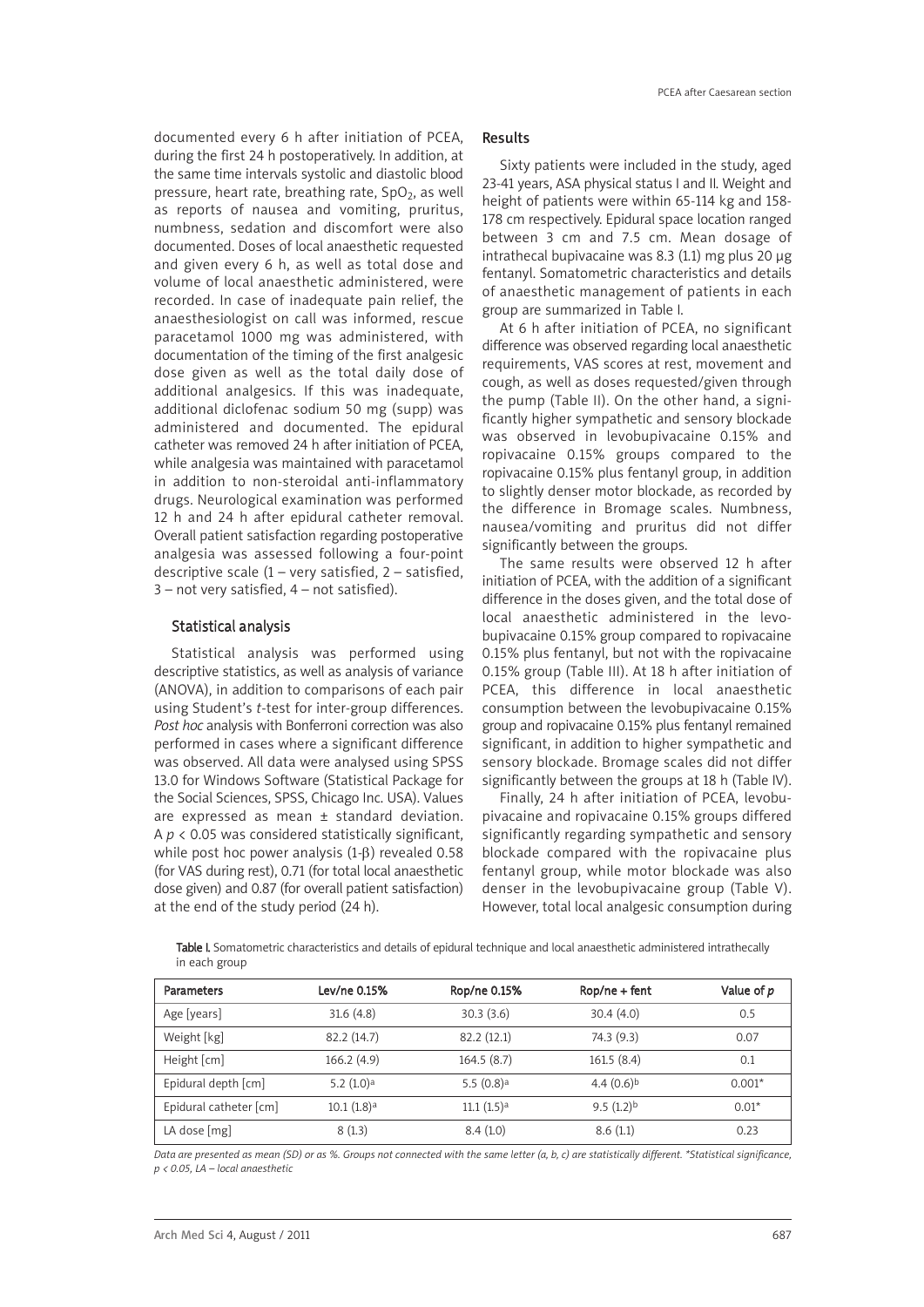documented every 6 h after initiation of PCEA, during the first 24 h postoperatively. In addition, at the same time intervals systolic and diastolic blood pressure, heart rate, breathing rate, $SpO_2$, as well as reports of nausea and vomiting, pruritus, numbness, sedation and discomfort were also documented. Doses of local anaesthetic requested and given every 6 h, as well as total dose and volume of local anaesthetic administered, were recorded. In case of inadequate pain relief, the anaesthesiologist on call was informed, rescue paracetamol 1000 mg was administered, with documentation of the timing of the first analgesic dose given as well as the total daily dose of additional analgesics. If this was inadequate, additional diclofenac sodium 50 mg (supp) was administered and documented. The epidural catheter was removed 24 h after initiation of PCEA, while analgesia was maintained with paracetamol in addition to non-steroidal anti-inflammatory drugs. Neurological examination was performed 12 h and 24 h after epidural catheter removal. Overall patient satisfaction regarding postoperative analgesia was assessed following a four-point descriptive scale (1 – very satisfied, 2 – satisfied, 3 – not very satisfied, 4 – not satisfied).

### Statistical analysis

Statistical analysis was performed using descriptive statistics, as well as analysis of variance (ANOVA), in addition to comparisons of each pair using Student's *t*-test for inter-group differences. *Post hoc* analysis with Bonferroni correction was also performed in cases where a significant difference was observed. All data were analysed using SPSS 13.0 for Windows Software (Statistical Package for the Social Sciences, SPSS, Chicago Inc. USA). Values are expressed as mean ± standard deviation. A $p < 0.05$ was considered statistically significant, while post hoc power analysis ($1-\beta$) revealed 0.58 (for VAS during rest), 0.71 (for total local anaesthetic dose given) and 0.87 (for overall patient satisfaction) at the end of the study period (24 h).

## Results

Sixty patients were included in the study, aged 23-41 years, ASA physical status I and II. Weight and height of patients were within 65-114 kg and 158-178 cm respectively. Epidural space location ranged between 3 cm and 7.5 cm. Mean dosage of intrathecal bupivacaine was 8.3 (1.1) mg plus 20 μg fentanyl. Somatometric characteristics and details of anaesthetic management of patients in each group are summarized in Table I.

At 6 h after initiation of PCEA, no significant difference was observed regarding local anaesthetic requirements, VAS scores at rest, movement and cough, as well as doses requested/given through the pump (Table II). On the other hand, a significantly higher sympathetic and sensory blockade was observed in levobupivacaine 0.15% and ropivacaine 0.15% groups compared to the ropivacaine 0.15% plus fentanyl group, in addition to slightly denser motor blockade, as recorded by the difference in Bromage scales. Numbness, nausea/vomiting and pruritus did not differ significantly between the groups.

The same results were observed 12 h after initiation of PCEA, with the addition of a significant difference in the doses given, and the total dose of local anaesthetic administered in the levobupivacaine 0.15% group compared to ropivacaine 0.15% plus fentanyl, but not with the ropivacaine 0.15% group (Table III). At 18 h after initiation of PCEA, this difference in local anaesthetic consumption between the levobupivacaine 0.15% group and ropivacaine 0.15% plus fentanyl remained significant, in addition to higher sympathetic and sensory blockade. Bromage scales did not differ significantly between the groups at 18 h (Table IV).

Finally, 24 h after initiation of PCEA, levobupivacaine and ropivacaine 0.15% groups differed significantly regarding sympathetic and sensory blockade compared with the ropivacaine plus fentanyl group, while motor blockade was also denser in the levobupivacaine group (Table V). However, total local analgesic consumption during

**Table I.** Somatometric characteristics and details of epidural technique and local anaesthetic administered intrathecally in each group

| Parameters | Lev/ne 0.15% | Rop/ne 0.15% | Rop/ne + fent | Value of *p* |
|---|---|---|---|---|
| Age [years] | 31.6 (4.8) | 30.3 (3.6) | 30.4 (4.0) | 0.5 |
| Weight [kg] | 82.2 (14.7) | 82.2 (12.1) | 74.3 (9.3) | 0.07 |
| Height [cm] | 166.2 (4.9) | 164.5 (8.7) | 161.5 (8.4) | 0.1 |
| Epidural depth [cm] | 5.2 (1.0)[a] | 5.5 (0.8)[a] | 4.4 (0.6)[b] | 0.001* |
| Epidural catheter [cm] | 10.1 (1.8)[a] | 11.1 (1.5)[a] | 9.5 (1.2)[b] | 0.01* |
| LA dose [mg] | 8 (1.3) | 8.4 (1.0) | 8.6 (1.1) | 0.23 |

*Data are presented as mean (SD) or as %. Groups not connected with the same letter (a, b, c) are statistically different. \*Statistical significance, p < 0.05, LA – local anaesthetic*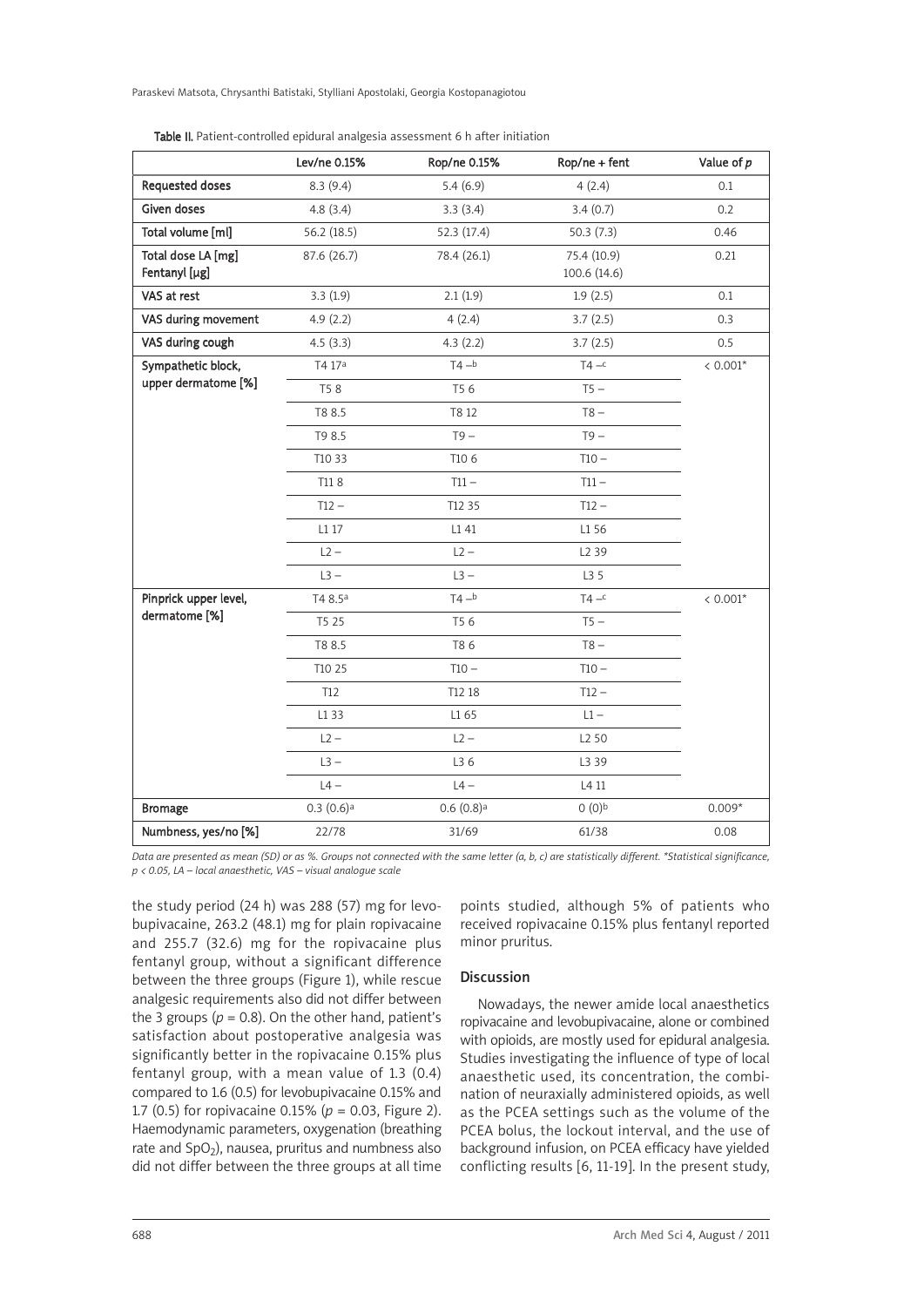**Table II.** Patient-controlled epidural analgesia assessment 6 h after initiation

| | Lev/ne 0.15% | Rop/ne 0.15% | Rop/ne + fent | Value of *p* |
|---|---|---|---|---|
| **Requested doses** | 8.3 (9.4) | 5.4 (6.9) | 4 (2.4) | 0.1 |
| **Given doses** | 4.8 (3.4) | 3.3 (3.4) | 3.4 (0.7) | 0.2 |
| **Total volume [ml]** | 56.2 (18.5) | 52.3 (17.4) | 50.3 (7.3) | 0.46 |
| **Total dose LA [mg]** **Fentanyl [μg]** | 87.6 (26.7) | 78.4 (26.1) | 75.4 (10.9) 100.6 (14.6) | 0.21 |
| **VAS at rest** | 3.3 (1.9) | 2.1 (1.9) | 1.9 (2.5) | 0.1 |
| **VAS during movement** | 4.9 (2.2) | 4 (2.4) | 3.7 (2.5) | 0.3 |
| **VAS during cough** | 4.5 (3.3) | 4.3 (2.2) | 3.7 (2.5) | 0.5 |
| **Sympathetic block, upper dermatome [%]** | T4 17[a] | T4 –[b] | T4 –[c] | < 0.001* |
| | T5 8 | T5 6 | T5 – | |
| | T8 8.5 | T8 12 | T8 – | |
| | T9 8.5 | T9 – | T9 – | |
| | T10 33 | T10 6 | T10 – | |
| | T11 8 | T11 – | T11 – | |
| | T12 – | T12 35 | T12 – | |
| | L1 17 | L1 41 | L1 56 | |
| | L2 – | L2 – | L2 39 | |
| | L3 – | L3 – | L3 5 | |
| **Pinprick upper level, dermatome [%]** | T4 8.5[a] | T4 –[b] | T4 –[c] | < 0.001* |
| | T5 25 | T5 6 | T5 – | |
| | T8 8.5 | T8 6 | T8 – | |
| | T10 25 | T10 – | T10 – | |
| | T12 | T12 18 | T12 – | |
| | L1 33 | L1 65 | L1 – | |
| | L2 – | L2 – | L2 50 | |
| | L3 – | L3 6 | L3 39 | |
| | L4 – | L4 – | L4 11 | |
| **Bromage** | 0.3 (0.6)[a] | 0.6 (0.8)[a] | 0 (0)[b] | 0.009* |
| **Numbness, yes/no [%]** | 22/78 | 31/69 | 61/38 | 0.08 |

*Data are presented as mean (SD) or as %. Groups not connected with the same letter (a, b, c) are statistically different. *Statistical significance, $p < 0.05$, LA – local anaesthetic, VAS – visual analogue scale*

the study period (24 h) was 288 (57) mg for levobupivacaine, 263.2 (48.1) mg for plain ropivacaine and 255.7 (32.6) mg for the ropivacaine plus fentanyl group, without a significant difference between the three groups (Figure 1), while rescue analgesic requirements also did not differ between the 3 groups ($p = 0.8$). On the other hand, patient's satisfaction about postoperative analgesia was significantly better in the ropivacaine 0.15% plus fentanyl group, with a mean value of 1.3 (0.4) compared to 1.6 (0.5) for levobupivacaine 0.15% and 1.7 (0.5) for ropivacaine 0.15% ($p = 0.03$, Figure 2). Haemodynamic parameters, oxygenation (breathing rate and $SpO_2$), nausea, pruritus and numbness also did not differ between the three groups at all time points studied, although 5% of patients who received ropivacaine 0.15% plus fentanyl reported minor pruritus.

## Discussion

Nowadays, the newer amide local anaesthetics ropivacaine and levobupivacaine, alone or combined with opioids, are mostly used for epidural analgesia. Studies investigating the influence of type of local anaesthetic used, its concentration, the combination of neuraxially administered opioids, as well as the PCEA settings such as the volume of the PCEA bolus, the lockout interval, and the use of background infusion, on PCEA efficacy have yielded conflicting results [6, 11-19]. In the present study,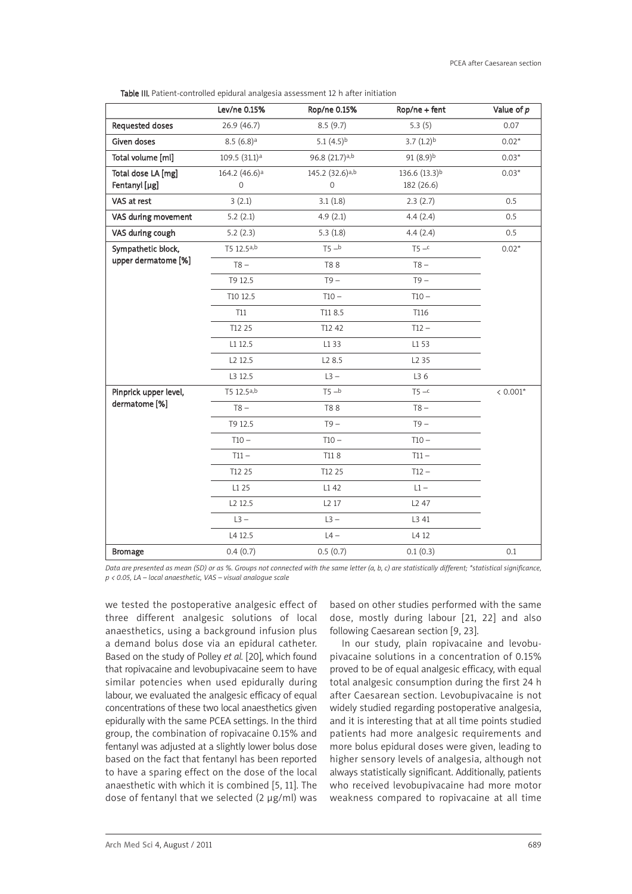Table III. Patient-controlled epidural analgesia assessment 12 h after initiation

| | Lev/ne 0.15% | Rop/ne 0.15% | Rop/ne + fent | Value of *p* |
|---|---|---|---|---|
| Requested doses | 26.9 (46.7) | 8.5 (9.7) | 5.3 (5) | 0.07 |
| Given doses | 8.5 (6.8)[a] | 5.1 (4.5)[b] | 3.7 (1.2)[b] | 0.02* |
| Total volume [ml] | 109.5 (31.1)[a] | 96.8 (21.7)[a,b] | 91 (8.9)[b] | 0.03* |
| Total dose LA [mg]<br>Fentanyl [µg] | 164.2 (46.6)[a]<br>0 | 145.2 (32.6)[a,b]<br>0 | 136.6 (13.3)[b]<br>182 (26.6) | 0.03* |
| VAS at rest | 3 (2.1) | 3.1 (1.8) | 2.3 (2.7) | 0.5 |
| VAS during movement | 5.2 (2.1) | 4.9 (2.1) | 4.4 (2.4) | 0.5 |
| VAS during cough | 5.2 (2.3) | 5.3 (1.8) | 4.4 (2.4) | 0.5 |
| Sympathetic block, upper dermatome [%] | T5 12.5[a,b] | T5 –[b] | T5 –[c] | 0.02* |
| | T8 – | T8 8 | T8 – | |
| | T9 12.5 | T9 – | T9 – | |
| | T10 12.5 | T10 – | T10 – | |
| | T11 | T11 8.5 | T116 | |
| | T12 25 | T12 42 | T12 – | |
| | L1 12.5 | L1 33 | L1 53 | |
| | L2 12.5 | L2 8.5 | L2 35 | |
| | L3 12.5 | L3 – | L3 6 | |
| Pinprick upper level, dermatome [%] | T5 12.5[a,b] | T5 –[b] | T5 –[c] | < 0.001* |
| | T8 – | T8 8 | T8 – | |
| | T9 12.5 | T9 – | T9 – | |
| | T10 – | T10 – | T10 – | |
| | T11 – | T11 8 | T11 – | |
| | T12 25 | T12 25 | T12 – | |
| | L1 25 | L1 42 | L1 – | |
| | L2 12.5 | L2 17 | L2 47 | |
| | L3 – | L3 – | L3 41 | |
| | L4 12.5 | L4 – | L4 12 | |
| Bromage | 0.4 (0.7) | 0.5 (0.7) | 0.1 (0.3) | 0.1 |

*Data are presented as mean (SD) or as %. Groups not connected with the same letter (a, b, c) are statistically different; \*statistical significance, p < 0.05, LA – local anaesthetic, VAS – visual analogue scale*

we tested the postoperative analgesic effect of three different analgesic solutions of local anaesthetics, using a background infusion plus a demand bolus dose via an epidural catheter. Based on the study of Polley *et al.* [20], which found that ropivacaine and levobupivacaine seem to have similar potencies when used epidurally during labour, we evaluated the analgesic efficacy of equal concentrations of these two local anaesthetics given epidurally with the same PCEA settings. In the third group, the combination of ropivacaine 0.15% and fentanyl was adjusted at a slightly lower bolus dose based on the fact that fentanyl has been reported to have a sparing effect on the dose of the local anaesthetic with which it is combined [5, 11]. The dose of fentanyl that we selected (2 µg/ml) was based on other studies performed with the same dose, mostly during labour [21, 22] and also following Caesarean section [9, 23].

In our study, plain ropivacaine and levobupivacaine solutions in a concentration of 0.15% proved to be of equal analgesic efficacy, with equal total analgesic consumption during the first 24 h after Caesarean section. Levobupivacaine is not widely studied regarding postoperative analgesia, and it is interesting that at all time points studied patients had more analgesic requirements and more bolus epidural doses were given, leading to higher sensory levels of analgesia, although not always statistically significant. Additionally, patients who received levobupivacaine had more motor weakness compared to ropivacaine at all time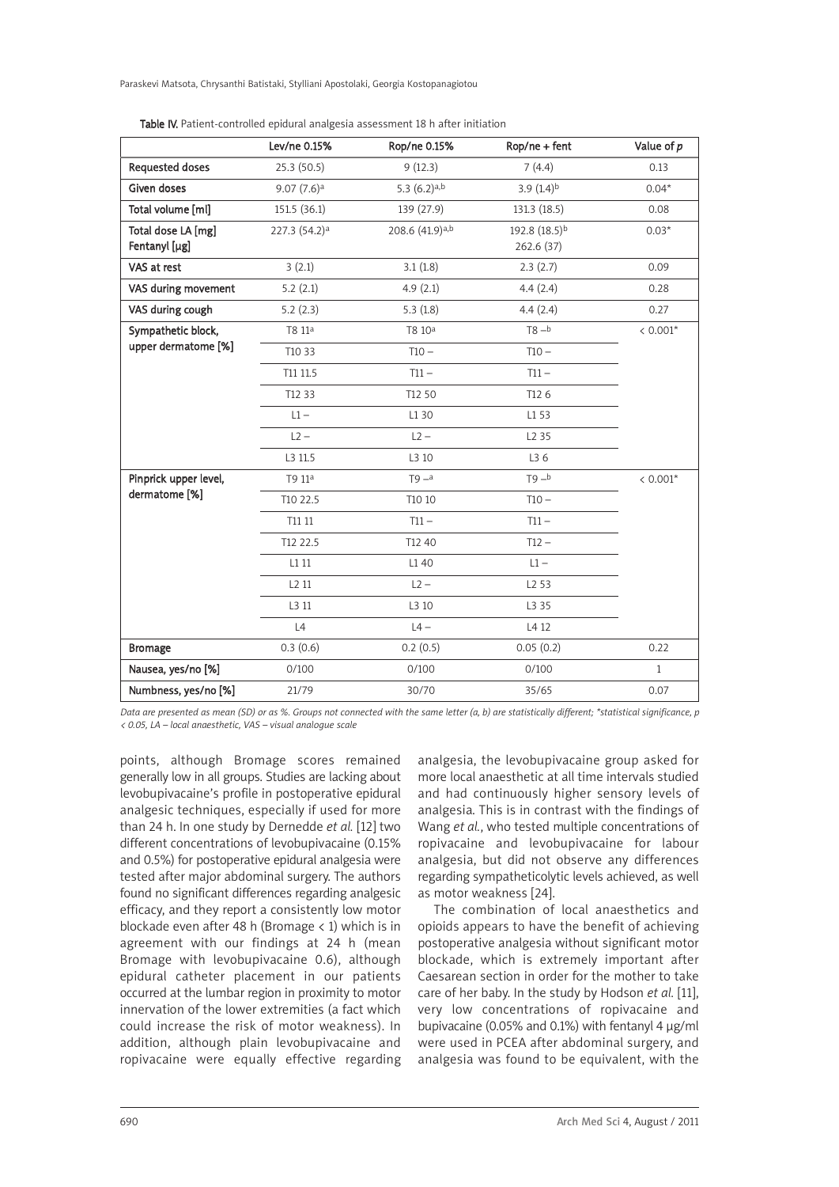Table IV. Patient-controlled epidural analgesia assessment 18 h after initiation

| | Lev/ne 0.15% | Rop/ne 0.15% | Rop/ne + fent | Value of p |
|---|---|---|---|---|
| Requested doses | 25.3 (50.5) | 9 (12.3) | 7 (4.4) | 0.13 |
| Given doses | 9.07 (7.6)[a] | 5.3 (6.2)[a,b] | 3.9 (1.4)[b] | 0.04* |
| Total volume [ml] | 151.5 (36.1) | 139 (27.9) | 131.3 (18.5) | 0.08 |
| Total dose LA [mg] Fentanyl [µg] | 227.3 (54.2)[a] | 208.6 (41.9)[a,b] | 192.8 (18.5)[b] 262.6 (37) | 0.03* |
| VAS at rest | 3 (2.1) | 3.1 (1.8) | 2.3 (2.7) | 0.09 |
| VAS during movement | 5.2 (2.1) | 4.9 (2.1) | 4.4 (2.4) | 0.28 |
| VAS during cough | 5.2 (2.3) | 5.3 (1.8) | 4.4 (2.4) | 0.27 |
| Sympathetic block, upper dermatome [%] | T8 11[a] | T8 10[a] | T8 –[b] | < 0.001* |
| | T10 33 | T10 – | T10 – | |
| | T11 11.5 | T11 – | T11 – | |
| | T12 33 | T12 50 | T12 6 | |
| | L1 – | L1 30 | L1 53 | |
| | L2 – | L2 – | L2 35 | |
| | L3 11.5 | L3 10 | L3 6 | |
| Pinprick upper level, dermatome [%] | T9 11[a] | T9 –[a] | T9 –[b] | < 0.001* |
| | T10 22.5 | T10 10 | T10 – | |
| | T11 11 | T11 – | T11 – | |
| | T12 22.5 | T12 40 | T12 – | |
| | L1 11 | L1 40 | L1 – | |
| | L2 11 | L2 – | L2 53 | |
| | L3 11 | L3 10 | L3 35 | |
| | L4 | L4 – | L4 12 | |
| Bromage | 0.3 (0.6) | 0.2 (0.5) | 0.05 (0.2) | 0.22 |
| Nausea, yes/no [%] | 0/100 | 0/100 | 0/100 | 1 |
| Numbness, yes/no [%] | 21/79 | 30/70 | 35/65 | 0.07 |

*Data are presented as mean (SD) or as %. Groups not connected with the same letter (a, b) are statistically different; \*statistical significance, $p < 0.05$, LA – local anaesthetic, VAS – visual analogue scale*

points, although Bromage scores remained generally low in all groups. Studies are lacking about levobupivacaine's profile in postoperative epidural analgesic techniques, especially if used for more than 24 h. In one study by Dernedde *et al.* [12] two different concentrations of levobupivacaine (0.15% and 0.5%) for postoperative epidural analgesia were tested after major abdominal surgery. The authors found no significant differences regarding analgesic efficacy, and they report a consistently low motor blockade even after 48 h (Bromage < 1) which is in agreement with our findings at 24 h (mean Bromage with levobupivacaine 0.6), although epidural catheter placement in our patients occurred at the lumbar region in proximity to motor innervation of the lower extremities (a fact which could increase the risk of motor weakness). In addition, although plain levobupivacaine and ropivacaine were equally effective regarding analgesia, the levobupivacaine group asked for more local anaesthetic at all time intervals studied and had continuously higher sensory levels of analgesia. This is in contrast with the findings of Wang *et al.*, who tested multiple concentrations of ropivacaine and levobupivacaine for labour analgesia, but did not observe any differences regarding sympatheticolytic levels achieved, as well as motor weakness [24].

The combination of local anaesthetics and opioids appears to have the benefit of achieving postoperative analgesia without significant motor blockade, which is extremely important after Caesarean section in order for the mother to take care of her baby. In the study by Hodson *et al.* [11], very low concentrations of ropivacaine and bupivacaine (0.05% and 0.1%) with fentanyl 4 µg/ml were used in PCEA after abdominal surgery, and analgesia was found to be equivalent, with the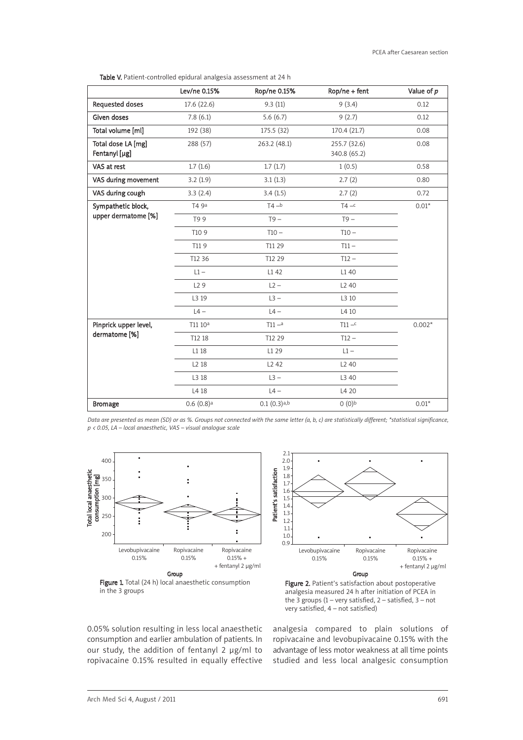**Table V.** Patient-controlled epidural analgesia assessment at 24 h

| | Lev/ne 0.15% | Rop/ne 0.15% | Rop/ne + fent | Value of *p* |
|---|---|---|---|---|
| Requested doses | 17.6 (22.6) | 9.3 (11) | 9 (3.4) | 0.12 |
| Given doses | 7.8 (6.1) | 5.6 (6.7) | 9 (2.7) | 0.12 |
| Total volume [ml] | 192 (38) | 175.5 (32) | 170.4 (21.7) | 0.08 |
| Total dose LA [mg] Fentanyl [µg] | 288 (57) | 263.2 (48.1) | 255.7 (32.6) 340.8 (65.2) | 0.08 |
| VAS at rest | 1.7 (1.6) | 1.7 (1.7) | 1 (0.5) | 0.58 |
| VAS during movement | 3.2 (1.9) | 3.1 (1.3) | 2.7 (2) | 0.80 |
| VAS during cough | 3.3 (2.4) | 3.4 (1.5) | 2.7 (2) | 0.72 |
| Sympathetic block, upper dermatome [%] | T4 9[a] | T4 –[b] | T4 –[c] | 0.01* |
| | T9 9 | T9 – | T9 – | |
| | T10 9 | T10 – | T10 – | |
| | T11 9 | T11 29 | T11 – | |
| | T12 36 | T12 29 | T12 – | |
| | L1 – | L1 42 | L1 40 | |
| | L2 9 | L2 – | L2 40 | |
| | L3 19 | L3 – | L3 10 | |
| | L4 – | L4 – | L4 10 | |
| Pinprick upper level, dermatome [%] | T11 10[a] | T11 –[a] | T11 –[c] | 0.002* |
| | T12 18 | T12 29 | T12 – | |
| | L1 18 | L1 29 | L1 – | |
| | L2 18 | L2 42 | L2 40 | |
| | L3 18 | L3 – | L3 40 | |
| | L4 18 | L4 – | L4 20 | |
| Bromage | 0.6 (0.8)[a] | 0.1 (0.3)[a,b] | 0 (0)[b] | 0.01* |

*Data are presented as mean (SD) or as %. Groups not connected with the same letter (a, b, c) are statistically different; *statistical significance, p < 0.05, LA – local anaesthetic, VAS – visual analogue scale*

**Figure 1.** Total (24 h) local anaesthetic consumption in the 3 groups

**Figure 2.** Patient's satisfaction about postoperative analgesia measured 24 h after initiation of PCEA in the 3 groups (1 – very satisfied, 2 – satisfied, 3 – not very satisfied, 4 – not satisfied)

0.05% solution resulting in less local anaesthetic consumption and earlier ambulation of patients. In our study, the addition of fentanyl 2 µg/ml to ropivacaine 0.15% resulted in equally effective analgesia compared to plain solutions of ropivacaine and levobupivacaine 0.15% with the advantage of less motor weakness at all time points studied and less local analgesic consumption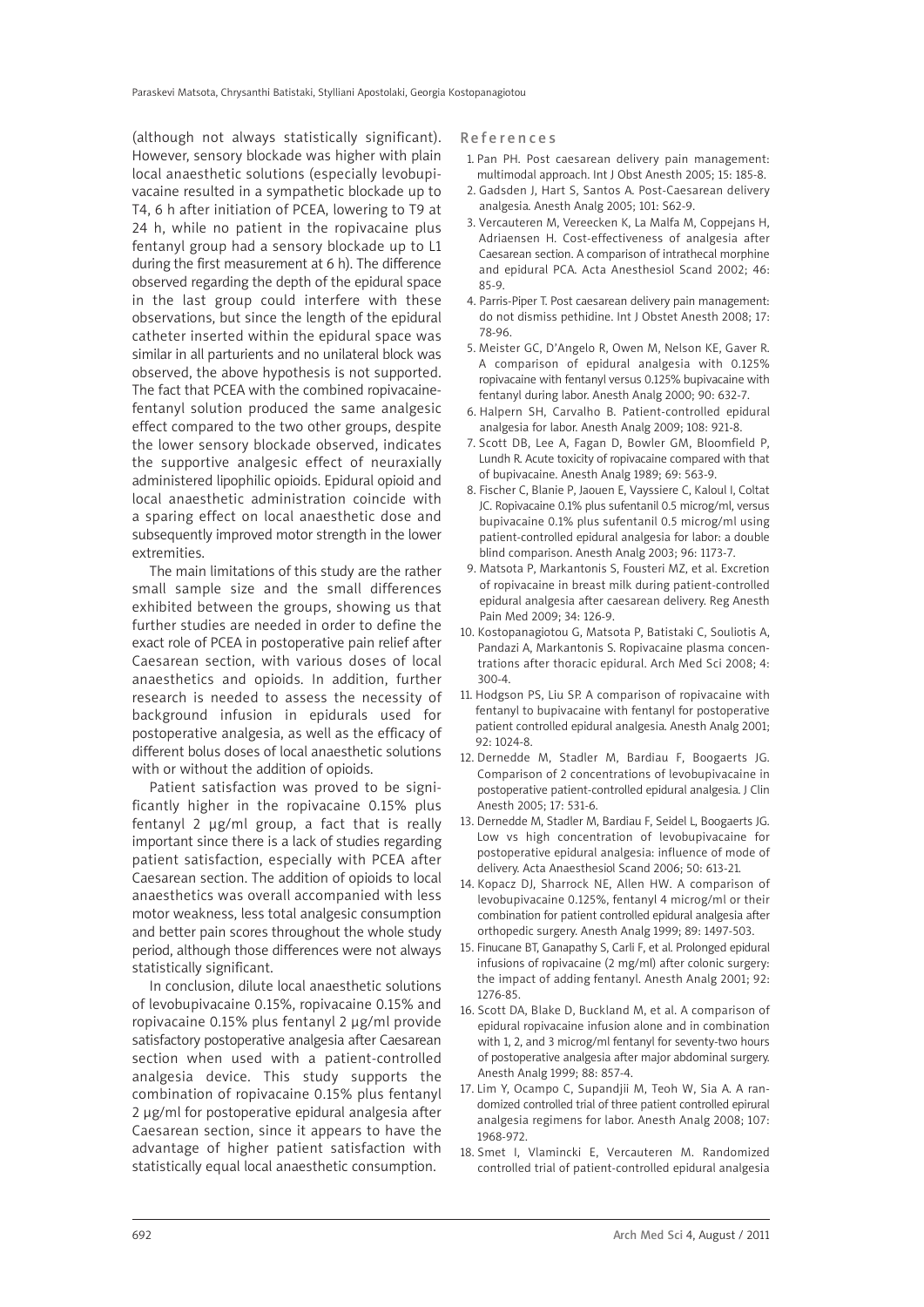(although not always statistically significant). However, sensory blockade was higher with plain local anaesthetic solutions (especially levobupivacaine resulted in a sympathetic blockade up to T4, 6 h after initiation of PCEA, lowering to T9 at 24 h, while no patient in the ropivacaine plus fentanyl group had a sensory blockade up to L1 during the first measurement at 6 h). The difference observed regarding the depth of the epidural space in the last group could interfere with these observations, but since the length of the epidural catheter inserted within the epidural space was similar in all parturients and no unilateral block was observed, the above hypothesis is not supported. The fact that PCEA with the combined ropivacaine-fentanyl solution produced the same analgesic effect compared to the two other groups, despite the lower sensory blockade observed, indicates the supportive analgesic effect of neuraxially administered lipophilic opioids. Epidural opioid and local anaesthetic administration coincide with a sparing effect on local anaesthetic dose and subsequently improved motor strength in the lower extremities.

The main limitations of this study are the rather small sample size and the small differences exhibited between the groups, showing us that further studies are needed in order to define the exact role of PCEA in postoperative pain relief after Caesarean section, with various doses of local anaesthetics and opioids. In addition, further research is needed to assess the necessity of background infusion in epidurals used for postoperative analgesia, as well as the efficacy of different bolus doses of local anaesthetic solutions with or without the addition of opioids.

Patient satisfaction was proved to be significantly higher in the ropivacaine 0.15% plus fentanyl 2 μg/ml group, a fact that is really important since there is a lack of studies regarding patient satisfaction, especially with PCEA after Caesarean section. The addition of opioids to local anaesthetics was overall accompanied with less motor weakness, less total analgesic consumption and better pain scores throughout the whole study period, although those differences were not always statistically significant.

In conclusion, dilute local anaesthetic solutions of levobupivacaine 0.15%, ropivacaine 0.15% and ropivacaine 0.15% plus fentanyl 2 μg/ml provide satisfactory postoperative analgesia after Caesarean section when used with a patient-controlled analgesia device. This study supports the combination of ropivacaine 0.15% plus fentanyl 2 μg/ml for postoperative epidural analgesia after Caesarean section, since it appears to have the advantage of higher patient satisfaction with statistically equal local anaesthetic consumption.

## References

1. Pan PH. Post caesarean delivery pain management: multimodal approach. Int J Obst Anesth 2005; 15: 185-8.
2. Gadsden J, Hart S, Santos A. Post-Caesarean delivery analgesia. Anesth Analg 2005; 101: S62-9.
3. Vercauteren M, Vereecken K, La Malfa M, Coppejans H, Adriaensen H. Cost-effectiveness of analgesia after Caesarean section. A comparison of intrathecal morphine and epidural PCA. Acta Anesthesiol Scand 2002; 46: 85-9.
4. Parris-Piper T. Post caesarean delivery pain management: do not dismiss pethidine. Int J Obstet Anesth 2008; 17: 78-96.
5. Meister GC, D'Angelo R, Owen M, Nelson KE, Gaver R. A comparison of epidural analgesia with 0.125% ropivacaine with fentanyl versus 0.125% bupivacaine with fentanyl during labor. Anesth Analg 2000; 90: 632-7.
6. Halpern SH, Carvalho B. Patient-controlled epidural analgesia for labor. Anesth Analg 2009; 108: 921-8.
7. Scott DB, Lee A, Fagan D, Bowler GM, Bloomfield P, Lundh R. Acute toxicity of ropivacaine compared with that of bupivacaine. Anesth Analg 1989; 69: 563-9.
8. Fischer C, Blanie P, Jaouen E, Vayssiere C, Kaloul I, Coltat JC. Ropivacaine 0.1% plus sufentanil 0.5 microg/ml, versus bupivacaine 0.1% plus sufentanil 0.5 microg/ml using patient-controlled epidural analgesia for labor: a double blind comparison. Anesth Analg 2003; 96: 1173-7.
9. Matsota P, Markantonis S, Fousteri MZ, et al. Excretion of ropivacaine in breast milk during patient-controlled epidural analgesia after caesarean delivery. Reg Anesth Pain Med 2009; 34: 126-9.
10. Kostopanagiotou G, Matsota P, Batistaki C, Souliotis A, Pandazi A, Markantonis S. Ropivacaine plasma concentrations after thoracic epidural. Arch Med Sci 2008; 4: 300-4.
11. Hodgson PS, Liu SP. A comparison of ropivacaine with fentanyl to bupivacaine with fentanyl for postoperative patient controlled epidural analgesia. Anesth Analg 2001; 92: 1024-8.
12. Dernedde M, Stadler M, Bardiau F, Boogaerts JG. Comparison of 2 concentrations of levobupivacaine in postoperative patient-controlled epidural analgesia. J Clin Anesth 2005; 17: 531-6.
13. Dernedde M, Stadler M, Bardiau F, Seidel L, Boogaerts JG. Low vs high concentration of levobupivacaine for postoperative epidural analgesia: influence of mode of delivery. Acta Anaesthesiol Scand 2006; 50: 613-21.
14. Kopacz DJ, Sharrock NE, Allen HW. A comparison of levobupivacaine 0.125%, fentanyl 4 microg/ml or their combination for patient controlled epidural analgesia after orthopedic surgery. Anesth Analg 1999; 89: 1497-503.
15. Finucane BT, Ganapathy S, Carli F, et al. Prolonged epidural infusions of ropivacaine (2 mg/ml) after colonic surgery: the impact of adding fentanyl. Anesth Analg 2001; 92: 1276-85.
16. Scott DA, Blake D, Buckland M, et al. A comparison of epidural ropivacaine infusion alone and in combination with 1, 2, and 3 microg/ml fentanyl for seventy-two hours of postoperative analgesia after major abdominal surgery. Anesth Analg 1999; 88: 857-4.
17. Lim Y, Ocampo C, Supandjii M, Teoh W, Sia A. A randomized controlled trial of three patient controlled epirural analgesia regimens for labor. Anesth Analg 2008; 107: 1968-972.
18. Smet I, Vlamincki E, Vercauteren M. Randomized controlled trial of patient-controlled epidural analgesia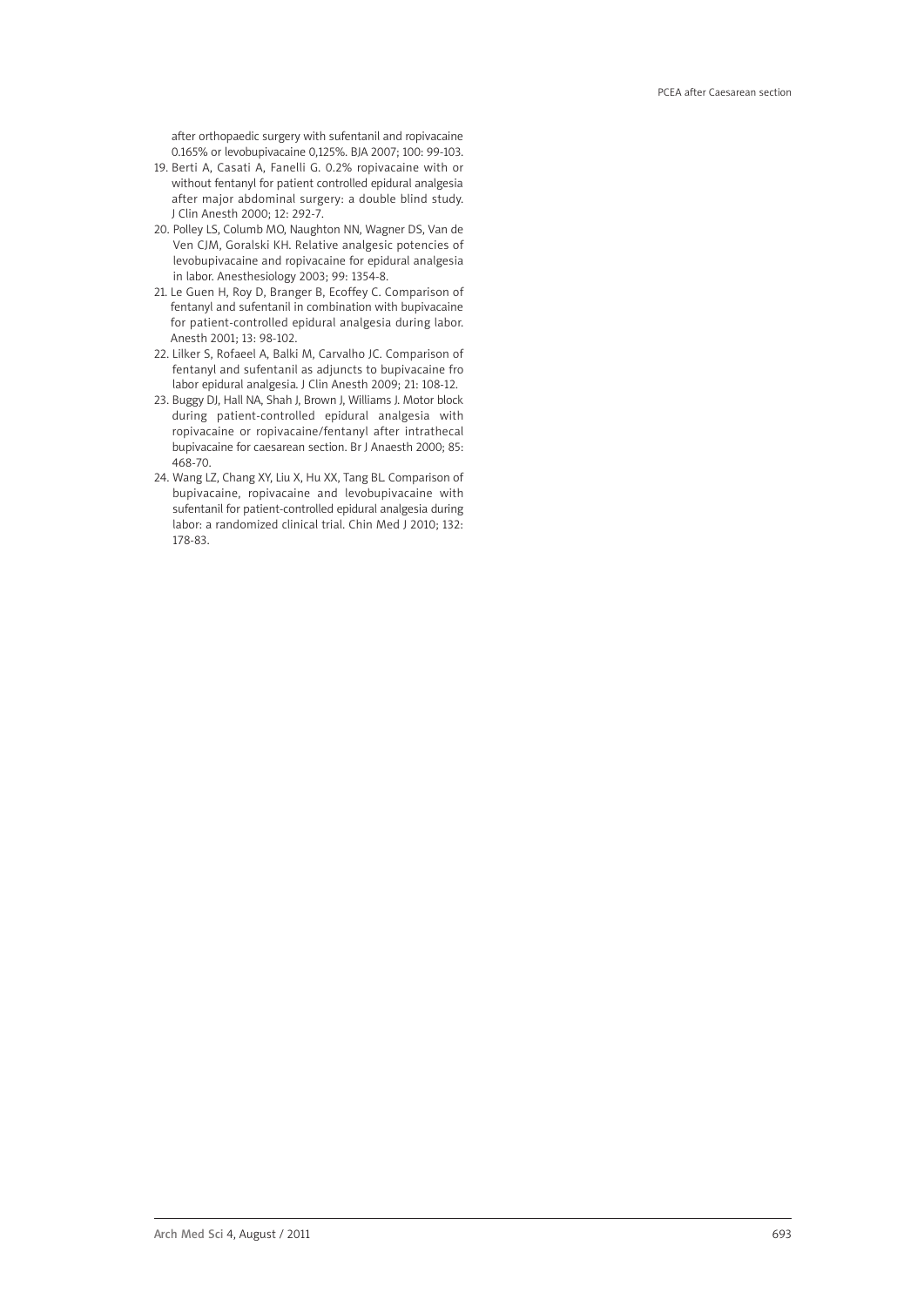after orthopaedic surgery with sufentanil and ropivacaine 0.165% or levobupivacaine 0,125%. BJA 2007; 100: 99-103.

19. Berti A, Casati A, Fanelli G. 0.2% ropivacaine with or without fentanyl for patient controlled epidural analgesia after major abdominal surgery: a double blind study. J Clin Anesth 2000; 12: 292-7.
20. Polley LS, Columb MO, Naughton NN, Wagner DS, Van de Ven CJM, Goralski KH. Relative analgesic potencies of levobupivacaine and ropivacaine for epidural analgesia in labor. Anesthesiology 2003; 99: 1354-8.
21. Le Guen H, Roy D, Branger B, Ecoffey C. Comparison of fentanyl and sufentanil in combination with bupivacaine for patient-controlled epidural analgesia during labor. Anesth 2001; 13: 98-102.
22. Lilker S, Rofaeel A, Balki M, Carvalho JC. Comparison of fentanyl and sufentanil as adjuncts to bupivacaine fro labor epidural analgesia. J Clin Anesth 2009; 21: 108-12.
23. Buggy DJ, Hall NA, Shah J, Brown J, Williams J. Motor block during patient-controlled epidural analgesia with ropivacaine or ropivacaine/fentanyl after intrathecal bupivacaine for caesarean section. Br J Anaesth 2000; 85: 468-70.
24. Wang LZ, Chang XY, Liu X, Hu XX, Tang BL. Comparison of bupivacaine, ropivacaine and levobupivacaine with sufentanil for patient-controlled epidural analgesia during labor: a randomized clinical trial. Chin Med J 2010; 132: 178-83.